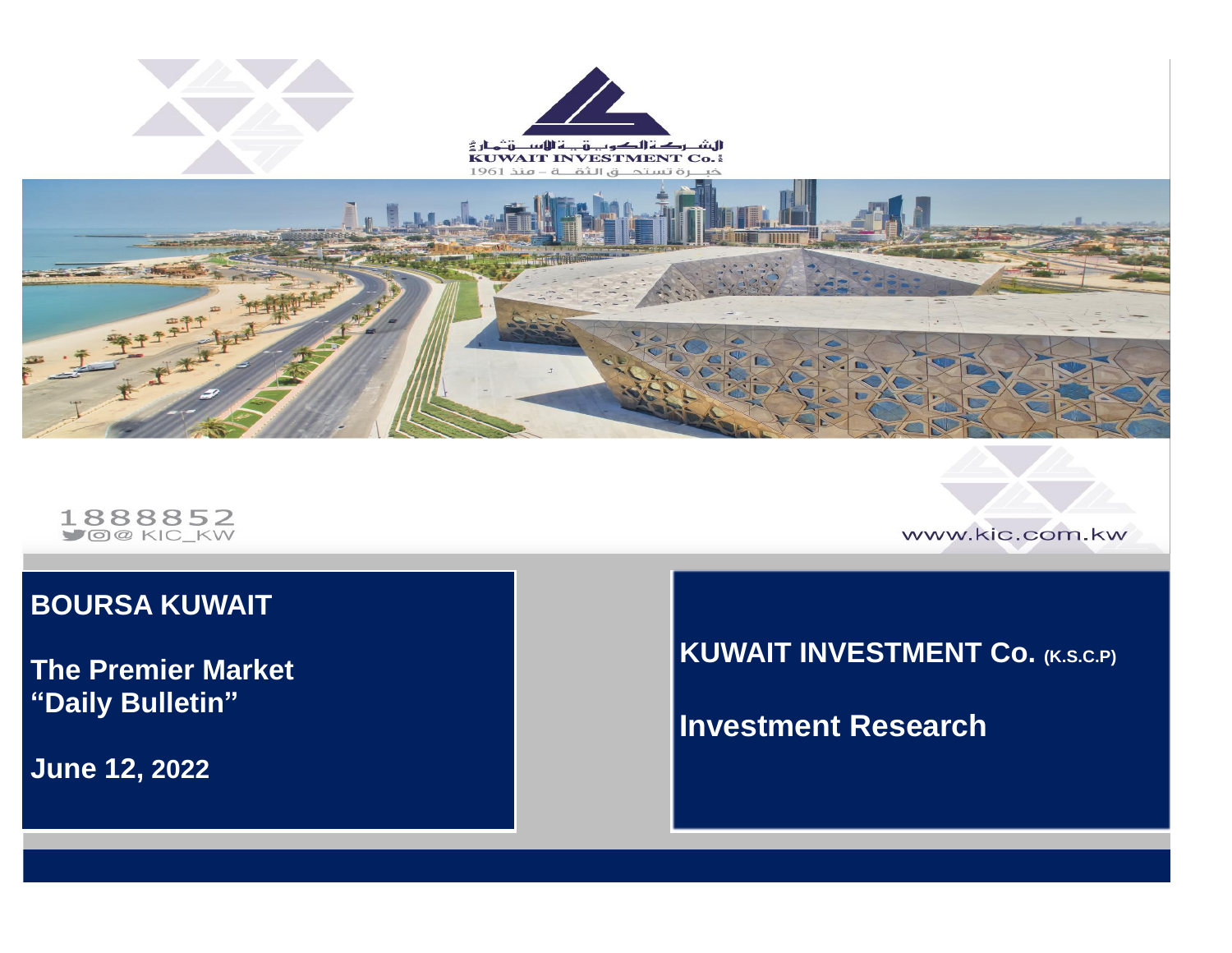الشـركـة الكـويـتـيـة للاسـتـثـمـار
KUWAIT INVESTMENT Co.
خبـرة تستحـق الثقـة – منذ 1961

1888852
@ KIC_KW

www.kic.com.kw

# BOURSA KUWAIT

## The Premier Market "Daily Bulletin"

**June 12, 2022**

## KUWAIT INVESTMENT Co. (K.S.C.P)

## Investment Research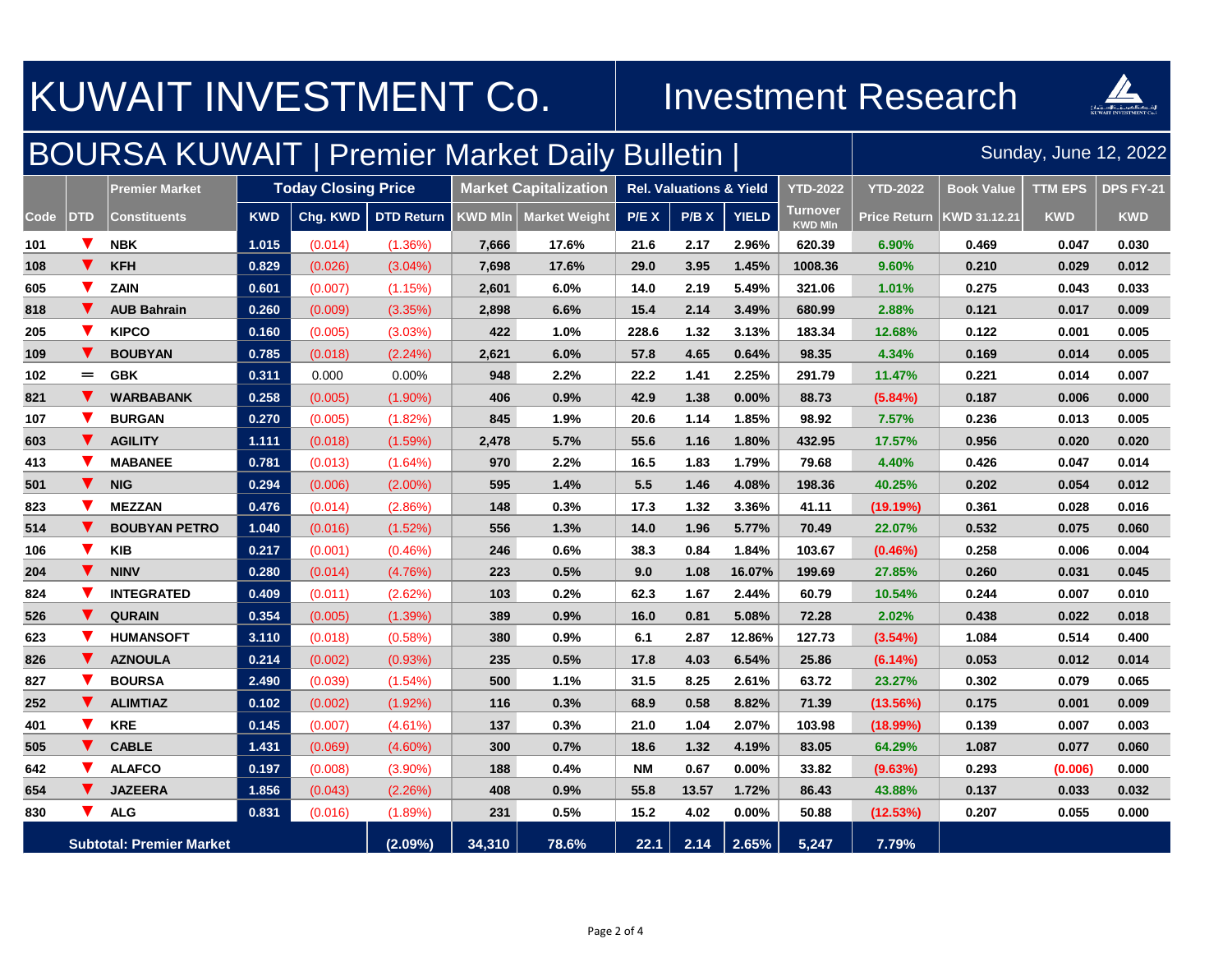# KUWAIT INVESTMENT Co. | Investment Research

## BOURSA KUWAIT | Premier Market Daily Bulletin |

Sunday, June 12, 2022

| Code | DTD | Premier Market Constituents | Today Closing Price KWD | Chg. KWD | DTD Return | Market Capitalization KWD Mln | Market Weight | Rel. Valuations & Yield P/E X | P/B X | YIELD | YTD-2022 Turnover KWD Mln | YTD-2022 Price Return | Book Value KWD 31.12.21 | TTM EPS KWD | DPS FY-21 KWD |
|---|---|---|---|---|---|---|---|---|---|---|---|---|---|---|---|
| 101 | ▼ | NBK | 1.015 | (0.014) | (1.36%) | 7,666 | 17.6% | 21.6 | 2.17 | 2.96% | 620.39 | 6.90% | 0.469 | 0.047 | 0.030 |
| 108 | ▼ | KFH | 0.829 | (0.026) | (3.04%) | 7,698 | 17.6% | 29.0 | 3.95 | 1.45% | 1008.36 | 9.60% | 0.210 | 0.029 | 0.012 |
| 605 | ▼ | ZAIN | 0.601 | (0.007) | (1.15%) | 2,601 | 6.0% | 14.0 | 2.19 | 5.49% | 321.06 | 1.01% | 0.275 | 0.043 | 0.033 |
| 818 | ▼ | AUB Bahrain | 0.260 | (0.009) | (3.35%) | 2,898 | 6.6% | 15.4 | 2.14 | 3.49% | 680.99 | 2.88% | 0.121 | 0.017 | 0.009 |
| 205 | ▼ | KIPCO | 0.160 | (0.005) | (3.03%) | 422 | 1.0% | 228.6 | 1.32 | 3.13% | 183.34 | 12.68% | 0.122 | 0.001 | 0.005 |
| 109 | ▼ | BOUBYAN | 0.785 | (0.018) | (2.24%) | 2,621 | 6.0% | 57.8 | 4.65 | 0.64% | 98.35 | 4.34% | 0.169 | 0.014 | 0.005 |
| 102 | = | GBK | 0.311 | 0.000 | 0.00% | 948 | 2.2% | 22.2 | 1.41 | 2.25% | 291.79 | 11.47% | 0.221 | 0.014 | 0.007 |
| 821 | ▼ | WARBABANK | 0.258 | (0.005) | (1.90%) | 406 | 0.9% | 42.9 | 1.38 | 0.00% | 88.73 | (5.84%) | 0.187 | 0.006 | 0.000 |
| 107 | ▼ | BURGAN | 0.270 | (0.005) | (1.82%) | 845 | 1.9% | 20.6 | 1.14 | 1.85% | 98.92 | 7.57% | 0.236 | 0.013 | 0.005 |
| 603 | ▼ | AGILITY | 1.111 | (0.018) | (1.59%) | 2,478 | 5.7% | 55.6 | 1.16 | 1.80% | 432.95 | 17.57% | 0.956 | 0.020 | 0.020 |
| 413 | ▼ | MABANEE | 0.781 | (0.013) | (1.64%) | 970 | 2.2% | 16.5 | 1.83 | 1.79% | 79.68 | 4.40% | 0.426 | 0.047 | 0.014 |
| 501 | ▼ | NIG | 0.294 | (0.006) | (2.00%) | 595 | 1.4% | 5.5 | 1.46 | 4.08% | 198.36 | 40.25% | 0.202 | 0.054 | 0.012 |
| 823 | ▼ | MEZZAN | 0.476 | (0.014) | (2.86%) | 148 | 0.3% | 17.3 | 1.32 | 3.36% | 41.11 | (19.19%) | 0.361 | 0.028 | 0.016 |
| 514 | ▼ | BOUBYAN PETRO | 1.040 | (0.016) | (1.52%) | 556 | 1.3% | 14.0 | 1.96 | 5.77% | 70.49 | 22.07% | 0.532 | 0.075 | 0.060 |
| 106 | ▼ | KIB | 0.217 | (0.001) | (0.46%) | 246 | 0.6% | 38.3 | 0.84 | 1.84% | 103.67 | (0.46%) | 0.258 | 0.006 | 0.004 |
| 204 | ▼ | NINV | 0.280 | (0.014) | (4.76%) | 223 | 0.5% | 9.0 | 1.08 | 16.07% | 199.69 | 27.85% | 0.260 | 0.031 | 0.045 |
| 824 | ▼ | INTEGRATED | 0.409 | (0.011) | (2.62%) | 103 | 0.2% | 62.3 | 1.67 | 2.44% | 60.79 | 10.54% | 0.244 | 0.007 | 0.010 |
| 526 | ▼ | QURAIN | 0.354 | (0.005) | (1.39%) | 389 | 0.9% | 16.0 | 0.81 | 5.08% | 72.28 | 2.02% | 0.438 | 0.022 | 0.018 |
| 623 | ▼ | HUMANSOFT | 3.110 | (0.018) | (0.58%) | 380 | 0.9% | 6.1 | 2.87 | 12.86% | 127.73 | (3.54%) | 1.084 | 0.514 | 0.400 |
| 826 | ▼ | AZNOULA | 0.214 | (0.002) | (0.93%) | 235 | 0.5% | 17.8 | 4.03 | 6.54% | 25.86 | (6.14%) | 0.053 | 0.012 | 0.014 |
| 827 | ▼ | BOURSA | 2.490 | (0.039) | (1.54%) | 500 | 1.1% | 31.5 | 8.25 | 2.61% | 63.72 | 23.27% | 0.302 | 0.079 | 0.065 |
| 252 | ▼ | ALIMTIAZ | 0.102 | (0.002) | (1.92%) | 116 | 0.3% | 68.9 | 0.58 | 8.82% | 71.39 | (13.56%) | 0.175 | 0.001 | 0.009 |
| 401 | ▼ | KRE | 0.145 | (0.007) | (4.61%) | 137 | 0.3% | 21.0 | 1.04 | 2.07% | 103.98 | (18.99%) | 0.139 | 0.007 | 0.003 |
| 505 | ▼ | CABLE | 1.431 | (0.069) | (4.60%) | 300 | 0.7% | 18.6 | 1.32 | 4.19% | 83.05 | 64.29% | 1.087 | 0.077 | 0.060 |
| 642 | ▼ | ALAFCO | 0.197 | (0.008) | (3.90%) | 188 | 0.4% | NM | 0.67 | 0.00% | 33.82 | (9.63%) | 0.293 | (0.006) | 0.000 |
| 654 | ▼ | JAZEERA | 1.856 | (0.043) | (2.26%) | 408 | 0.9% | 55.8 | 13.57 | 1.72% | 86.43 | 43.88% | 0.137 | 0.033 | 0.032 |
| 830 | ▼ | ALG | 0.831 | (0.016) | (1.89%) | 231 | 0.5% | 15.2 | 4.02 | 0.00% | 50.88 | (12.53%) | 0.207 | 0.055 | 0.000 |
| **Subtotal: Premier Market** | | | | | **(2.09%)** | **34,310** | **78.6%** | **22.1** | **2.14** | **2.65%** | **5,247** | **7.79%** | | | |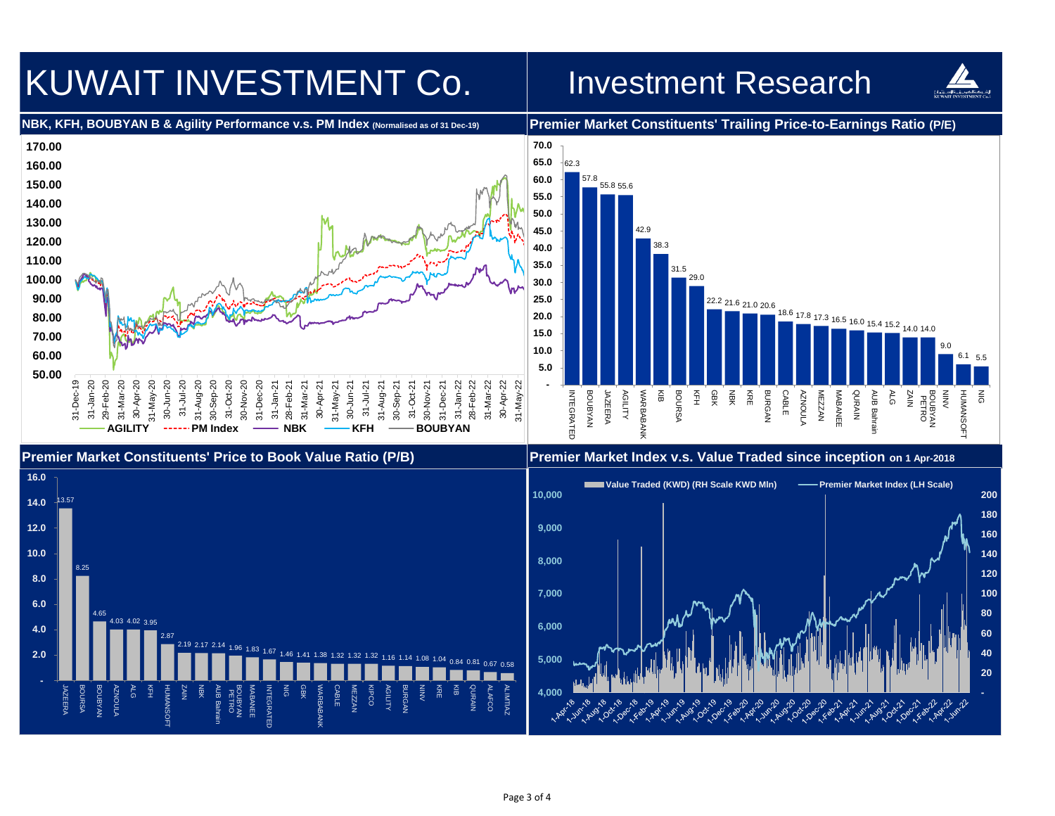# KUWAIT INVESTMENT Co.

# Investment Research

## NBK, KFH, BOUBYAN B & Agility Performance v.s. PM Index (Normalised as of 31 Dec-19)

AGILITY | PM Index | NBK | KFH | BOUBYAN

## Premier Market Constituents' Trailing Price-to-Earnings Ratio (P/E)

| Company | P/E |
|---|---|
| INTEGRATED | 62.3 |
| BOUBYAN | 57.8 |
| JAZEERA | 55.8 |
| AGILITY | 55.6 |
| WARBABANK | 42.9 |
| KIB | 38.3 |
| BOURSA | 31.5 |
| KFH | 29.0 |
| GBK | 22.2 |
| NBK | 21.6 |
| KRE | 21.0 |
| BURGAN | 20.6 |
| CABLE | 18.6 |
| AZNOULA | 17.8 |
| MEZZAN | 17.3 |
| MABANEE | 16.5 |
| QURAIN | 16.0 |
| AUB Bahrain | 15.4 |
| ALG | 15.2 |
| ZAIN | 14.0 |
| BOUBYAN PETRO | 14.0 |
| NINV | 9.0 |
| HUMANSOFT | 6.1 |
| NIG | 5.5 |

## Premier Market Constituents' Price to Book Value Ratio (P/B)

| Company | P/B |
|---|---|
| JAZEERA | 13.57 |
| BOURSA | 8.25 |
| BOUBYAN | 4.65 |
| AZNOULA | 4.03 |
| ALG | 4.02 |
| KFH | 3.95 |
| HUMANSOFT | 2.87 |
| ZAIN | 2.19 |
| NBK | 2.17 |
| AUB Bahrain | 2.14 |
| BOUBYAN PETRO | 1.96 |
| MABANEE | 1.83 |
| INTEGRATED | 1.67 |
| NIG | 1.46 |
| GBK | 1.41 |
| WARBABANK | 1.38 |
| CABLE | 1.32 |
| MEZZAN | 1.32 |
| KIPCO | 1.32 |
| AGILITY | 1.16 |
| BURGAN | 1.14 |
| NINV | 1.08 |
| KRE | 1.04 |
| KIB | 0.84 |
| QURAIN | 0.81 |
| ALAFCO | 0.67 |
| ALIMTIAZ | 0.58 |

## Premier Market Index v.s. Value Traded since inception on 1 Apr-2018

Value Traded (KWD) (RH Scale KWD Mln) | Premier Market Index (LH Scale)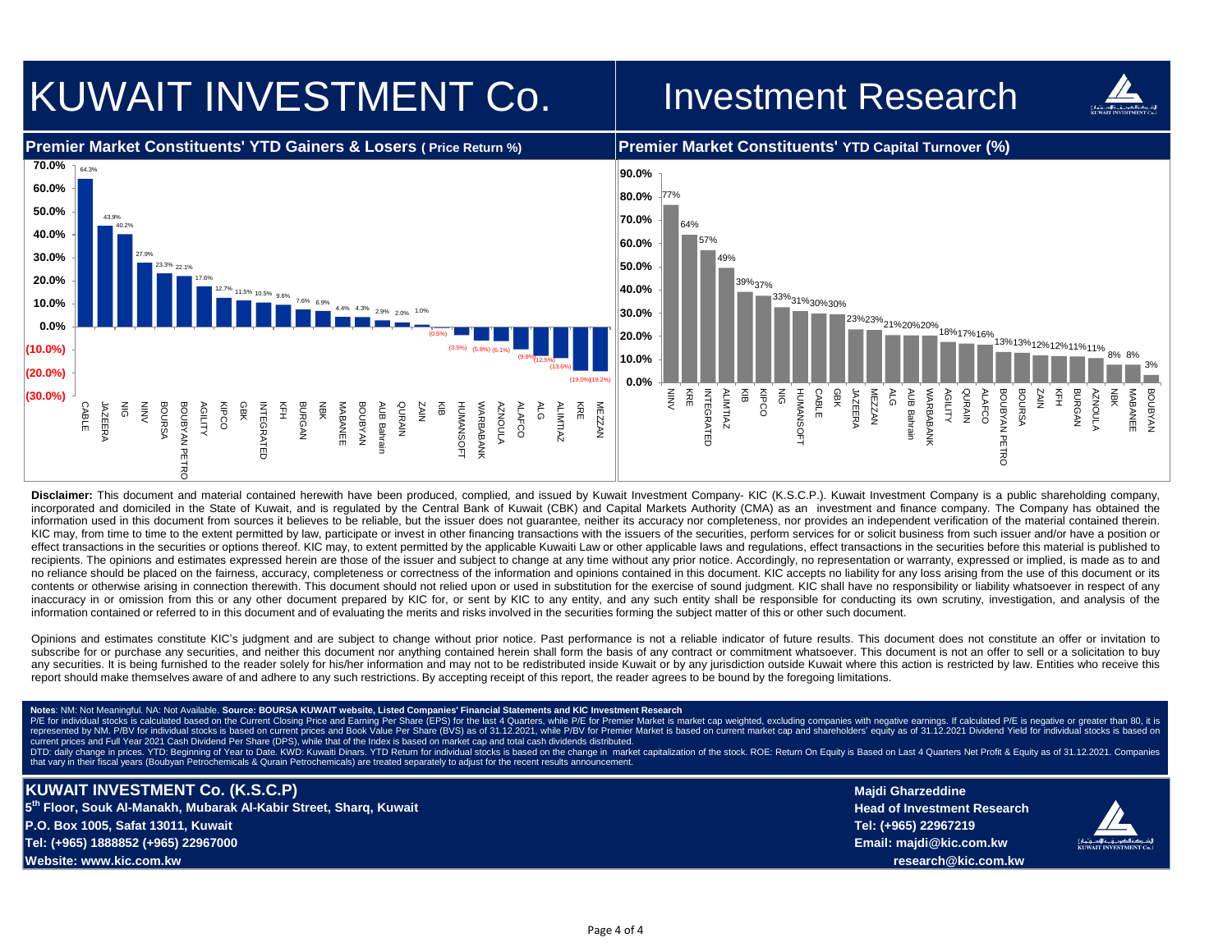# KUWAIT INVESTMENT Co.

# Investment Research

## Premier Market Constituents' YTD Gainers & Losers ( Price Return %)

70.0%
60.0%
50.0%
40.0%
30.0%
20.0%
10.0%
0.0%
(10.0%)
(20.0%)
(30.0%)

64.3% 43.9% 40.2% 27.9% 23.3% 22.1% 17.6% 12.7% 11.5% 10.5% 9.6% 7.6% 6.9% 4.4% 4.3% 2.9% 2.0% 1.0% (0.5%) (3.5%) (5.8%) (6.1%) (9.6%) (12.5%) (13.6%) (19.0%) (19.2%)

CABLE, JAZEERA, NIG, NINV, BOURSA, BOUBYAN PETRO, AGILITY, KIPCO, GBK, INTEGRATED, KFH, BURGAN, NBK, MABANEE, BOUBYAN, AUB Bahrain, QURAIN, ZAIN, KIB, HUMANSOFT, WARBABANK, AZNOULA, ALAFCO, ALG, ALIMTIAZ, KRE, MEZZAN

## Premier Market Constituents' YTD Capital Turnover (%)

90.0%
80.0%
70.0%
60.0%
50.0%
40.0%
30.0%
20.0%
10.0%
0.0%

77% 64% 57% 49% 39% 37% 33% 31% 30% 30% 23% 23% 21% 20% 20% 18% 17% 16% 13% 13% 12% 12% 11% 11% 8% 8% 3%

NINV, KRE, INTEGRATED, ALIMTIAZ, KIB, KIPCO, NIG, HUMANSOFT, CABLE, GBK, JAZEERA, MEZZAN, ALG, AUB Bahrain, WARBABANK, AGILITY, QURAIN, ALAFCO, BOUBYAN PETRO, BOURSA, ZAIN, KFH, BURGAN, AZNOULA, NBK, MABANEE, BOUBYAN

**Disclaimer:** This document and material contained herewith have been produced, complied, and issued by Kuwait Investment Company- KIC (K.S.C.P.). Kuwait Investment Company is a public shareholding company, incorporated and domiciled in the State of Kuwait, and is regulated by the Central Bank of Kuwait (CBK) and Capital Markets Authority (CMA) as an investment and finance company. The Company has obtained the information used in this document from sources it believes to be reliable, but the issuer does not guarantee, neither its accuracy nor completeness, nor provides an independent verification of the material contained therein. KIC may, from time to time to the extent permitted by law, participate or invest in other financing transactions with the issuers of the securities, perform services for or solicit business from such issuer and/or have a position or effect transactions in the securities or options thereof. KIC may, to extent permitted by the applicable Kuwaiti Law or other applicable laws and regulations, effect transactions in the securities before this material is published to recipients. The opinions and estimates expressed herein are those of the issuer and subject to change at any time without any prior notice. Accordingly, no representation or warranty, expressed or implied, is made as to and no reliance should be placed on the fairness, accuracy, completeness or correctness of the information and opinions contained in this document. KIC accepts no liability for any loss arising from the use of this document or its contents or otherwise arising in connection therewith. This document should not relied upon or used in substitution for the exercise of sound judgment. KIC shall have no responsibility or liability whatsoever in respect of any inaccuracy in or omission from this or any other document prepared by KIC for, or sent by KIC to any entity, and any such entity shall be responsible for conducting its own scrutiny, investigation, and analysis of the information contained or referred to in this document and of evaluating the merits and risks involved in the securities forming the subject matter of this or other such document.

Opinions and estimates constitute KIC's judgment and are subject to change without prior notice. Past performance is not a reliable indicator of future results. This document does not constitute an offer or invitation to subscribe for or purchase any securities, and neither this document nor anything contained herein shall form the basis of any contract or commitment whatsoever. This document is not an offer to sell or a solicitation to buy any securities. It is being furnished to the reader solely for his/her information and may not to be redistributed inside Kuwait or by any jurisdiction outside Kuwait where this action is restricted by law. Entities who receive this report should make themselves aware of and adhere to any such restrictions. By accepting receipt of this report, the reader agrees to be bound by the foregoing limitations.

**Notes**: NM: Not Meaningful. NA: Not Available. **Source: BOURSA KUWAIT website, Listed Companies' Financial Statements and KIC Investment Research**
P/E for individual stocks is calculated based on the Current Closing Price and Earning Per Share (EPS) for the last 4 Quarters, while P/E for Premier Market is market cap weighted, excluding companies with negative earnings. If calculated P/E is negative or greater than 80, it is represented by NM. P/BV for individual stocks is based on current prices and Book Value Per Share (BVS) as of 31.12.2021, while P/BV for Premier Market is based on current market cap and shareholders' equity as of 31.12.2021 Dividend Yield for individual stocks is based on current prices and Full Year 2021 Cash Dividend Per Share (DPS), while that of the Index is based on market cap and total cash dividends distributed.
DTD: daily change in prices. YTD: Beginning of Year to Date. KWD: Kuwaiti Dinars. YTD Return for individual stocks is based on the change in market capitalization of the stock. ROE: Return On Equity is Based on Last 4 Quarters Net Profit & Equity as of 31.12.2021. Companies that vary in their fiscal years (Boubyan Petrochemicals & Qurain Petrochemicals) are treated separately to adjust for the recent results announcement.

**KUWAIT INVESTMENT Co. (K.S.C.P)**
**5th Floor, Souk Al-Manakh, Mubarak Al-Kabir Street, Sharq, Kuwait**
**P.O. Box 1005, Safat 13011, Kuwait**
**Tel: (+965) 1888852 (+965) 22967000**
**Website: www.kic.com.kw**

**Majdi Gharzeddine**
**Head of Investment Research**
**Tel: (+965) 22967219**
**Email: majdi@kic.com.kw**
**research@kic.com.kw**